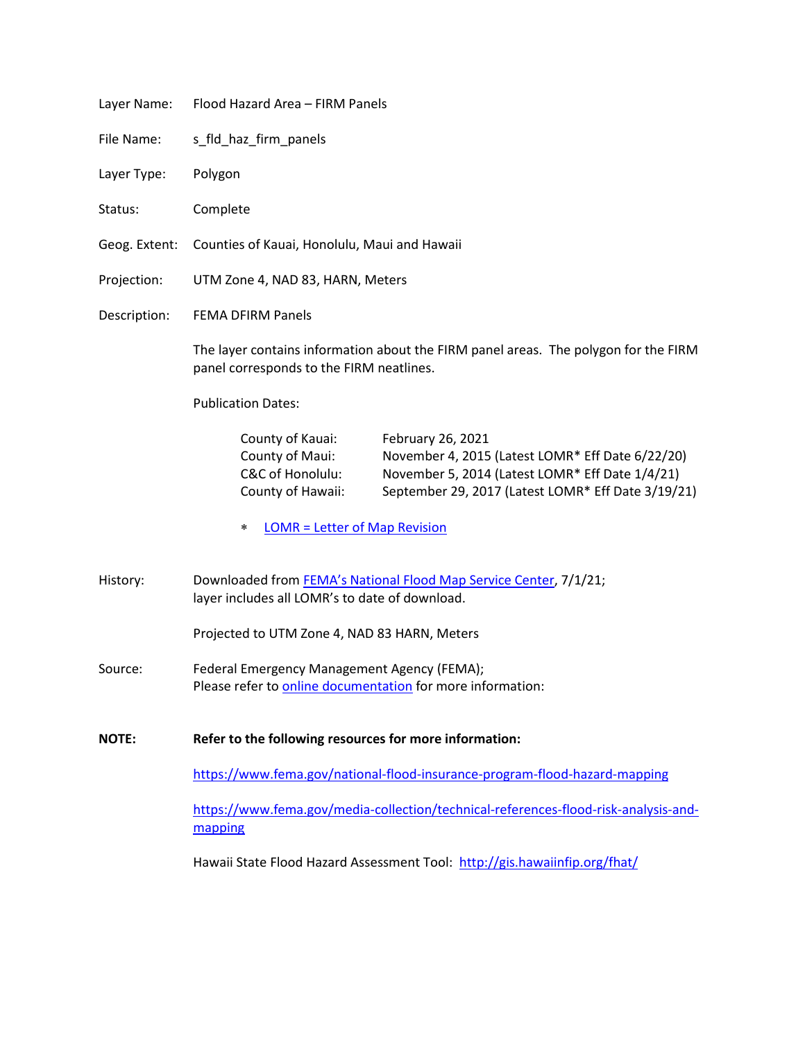Layer Name: Flood Hazard Area – FIRM Panels

File Name: s_fld_haz_firm_panels

Layer Type: Polygon

Status: Complete

Geog. Extent: Counties of Kauai, Honolulu, Maui and Hawaii

Projection: UTM Zone 4, NAD 83, HARN, Meters

Description: FEMA DFIRM Panels

The layer contains information about the FIRM panel areas. The polygon for the FIRM panel corresponds to the FIRM neatlines.

Publication Dates:

| | |
|---|---|
| County of Kauai: | February 26, 2021 |
| County of Maui: | November 4, 2015 (Latest LOMR* Eff Date 6/22/20) |
| C&C of Honolulu: | November 5, 2014 (Latest LOMR* Eff Date 1/4/21) |
| County of Hawaii: | September 29, 2017 (Latest LOMR* Eff Date 3/19/21) |

* LOMR = Letter of Map Revision

History: Downloaded from FEMA's National Flood Map Service Center, 7/1/21; layer includes all LOMR's to date of download.

Projected to UTM Zone 4, NAD 83 HARN, Meters

Source: Federal Emergency Management Agency (FEMA);
Please refer to online documentation for more information:

**NOTE: Refer to the following resources for more information:**

https://www.fema.gov/national-flood-insurance-program-flood-hazard-mapping

https://www.fema.gov/media-collection/technical-references-flood-risk-analysis-and-mapping

Hawaii State Flood Hazard Assessment Tool: http://gis.hawaiinfip.org/fhat/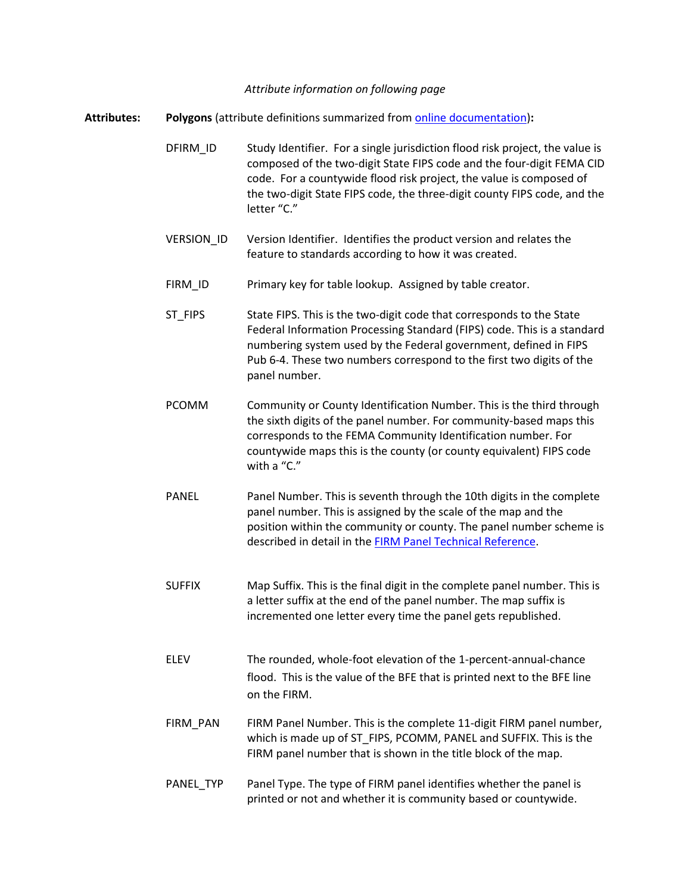*Attribute information on following page*

**Attributes:** **Polygons** (attribute definitions summarized from [online documentation](online documentation))**:**

DFIRM_ID Study Identifier. For a single jurisdiction flood risk project, the value is composed of the two-digit State FIPS code and the four-digit FEMA CID code. For a countywide flood risk project, the value is composed of the two-digit State FIPS code, the three-digit county FIPS code, and the letter "C."

VERSION_ID Version Identifier. Identifies the product version and relates the feature to standards according to how it was created.

FIRM_ID Primary key for table lookup. Assigned by table creator.

ST_FIPS State FIPS. This is the two-digit code that corresponds to the State Federal Information Processing Standard (FIPS) code. This is a standard numbering system used by the Federal government, defined in FIPS Pub 6-4. These two numbers correspond to the first two digits of the panel number.

PCOMM Community or County Identification Number. This is the third through the sixth digits of the panel number. For community-based maps this corresponds to the FEMA Community Identification number. For countywide maps this is the county (or county equivalent) FIPS code with a "C."

PANEL Panel Number. This is seventh through the 10th digits in the complete panel number. This is assigned by the scale of the map and the position within the community or county. The panel number scheme is described in detail in the [FIRM Panel Technical Reference](FIRM Panel Technical Reference).

SUFFIX Map Suffix. This is the final digit in the complete panel number. This is a letter suffix at the end of the panel number. The map suffix is incremented one letter every time the panel gets republished.

ELEV The rounded, whole-foot elevation of the 1-percent-annual-chance flood. This is the value of the BFE that is printed next to the BFE line on the FIRM.

FIRM_PAN FIRM Panel Number. This is the complete 11-digit FIRM panel number, which is made up of ST_FIPS, PCOMM, PANEL and SUFFIX. This is the FIRM panel number that is shown in the title block of the map.

PANEL_TYP Panel Type. The type of FIRM panel identifies whether the panel is printed or not and whether it is community based or countywide.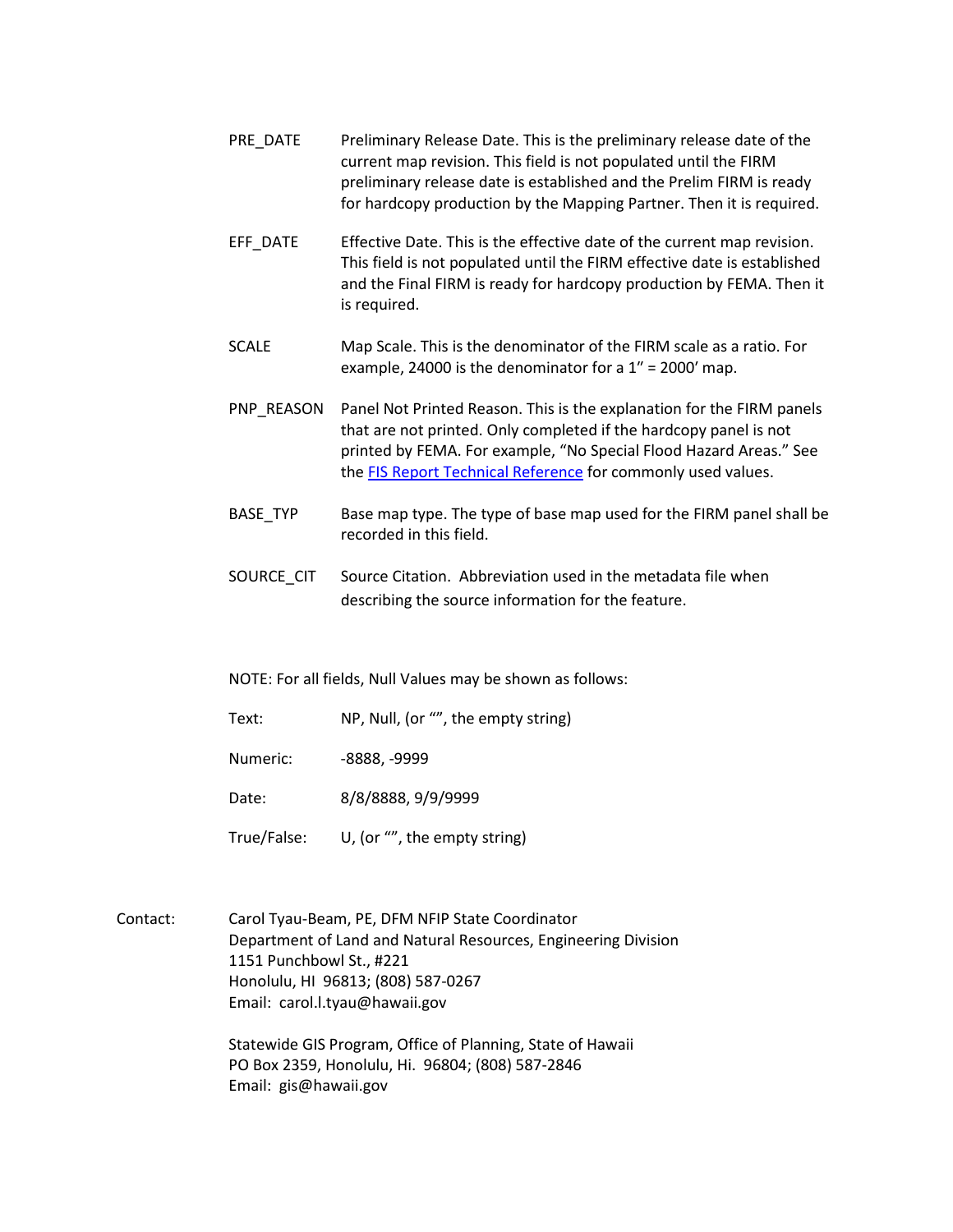PRE_DATE Preliminary Release Date. This is the preliminary release date of the current map revision. This field is not populated until the FIRM preliminary release date is established and the Prelim FIRM is ready for hardcopy production by the Mapping Partner. Then it is required.

EFF_DATE Effective Date. This is the effective date of the current map revision. This field is not populated until the FIRM effective date is established and the Final FIRM is ready for hardcopy production by FEMA. Then it is required.

SCALE Map Scale. This is the denominator of the FIRM scale as a ratio. For example, 24000 is the denominator for a 1" = 2000' map.

PNP_REASON Panel Not Printed Reason. This is the explanation for the FIRM panels that are not printed. Only completed if the hardcopy panel is not printed by FEMA. For example, "No Special Flood Hazard Areas." See the FIS Report Technical Reference for commonly used values.

BASE_TYP Base map type. The type of base map used for the FIRM panel shall be recorded in this field.

SOURCE_CIT Source Citation. Abbreviation used in the metadata file when describing the source information for the feature.

NOTE: For all fields, Null Values may be shown as follows:

Text: NP, Null, (or "", the empty string)

Numeric: -8888, -9999

Date: 8/8/8888, 9/9/9999

True/False: U, (or "", the empty string)

Contact:

Carol Tyau-Beam, PE, DFM NFIP State Coordinator
Department of Land and Natural Resources, Engineering Division
1151 Punchbowl St., #221
Honolulu, HI 96813; (808) 587-0267
Email: carol.l.tyau@hawaii.gov

Statewide GIS Program, Office of Planning, State of Hawaii
PO Box 2359, Honolulu, Hi. 96804; (808) 587-2846
Email: gis@hawaii.gov